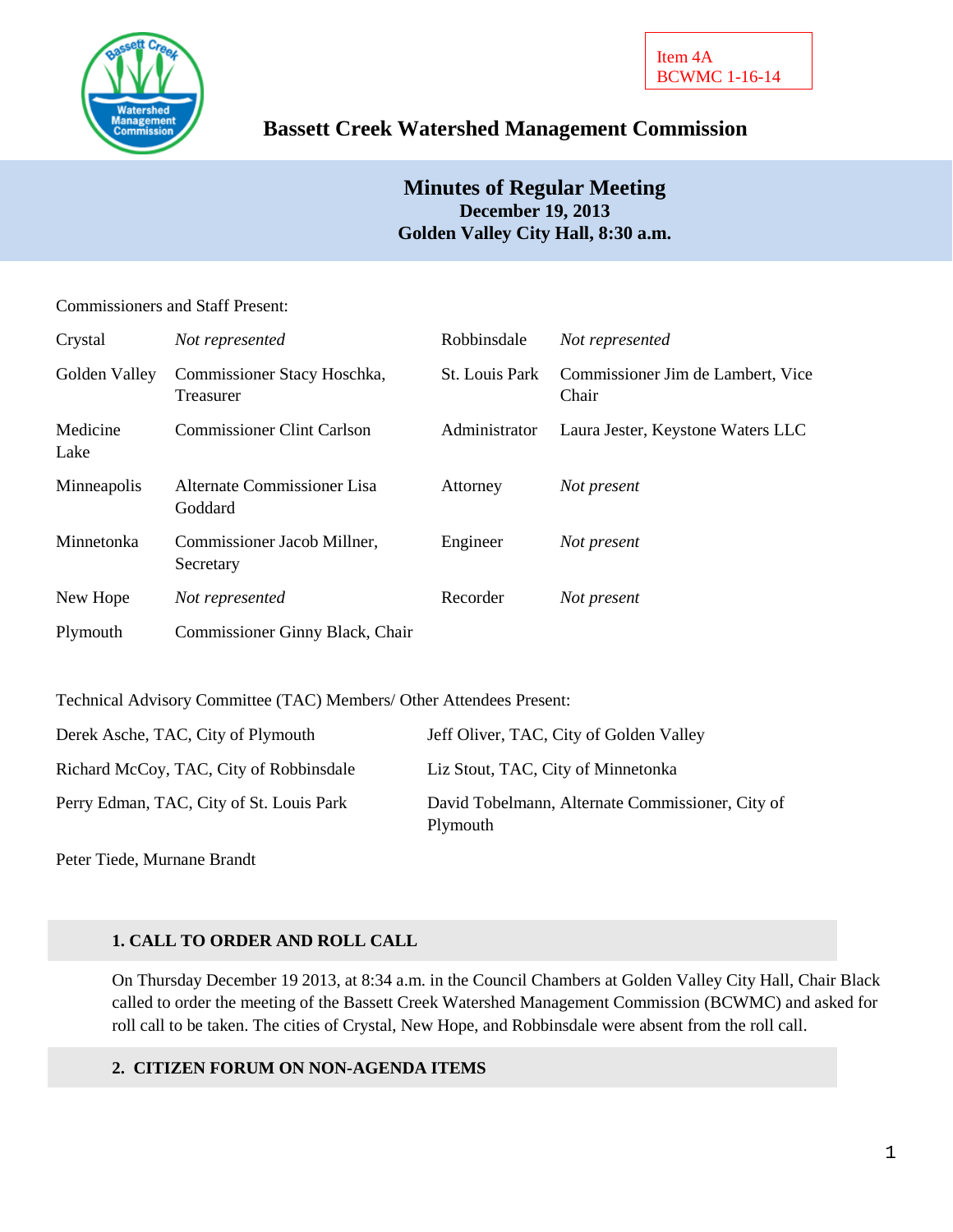Item 4A
BCWMC 1-16-14

# Bassett Creek Watershed Management Commission

## Minutes of Regular Meeting
**December 19, 2013**
**Golden Valley City Hall, 8:30 a.m.**

Commissioners and Staff Present:

| | | | |
|---|---|---|---|
| Crystal | *Not represented* | Robbinsdale | *Not represented* |
| Golden Valley | Commissioner Stacy Hoschka, Treasurer | St. Louis Park | Commissioner Jim de Lambert, Vice Chair |
| Medicine Lake | Commissioner Clint Carlson | Administrator | Laura Jester, Keystone Waters LLC |
| Minneapolis | Alternate Commissioner Lisa Goddard | Attorney | *Not present* |
| Minnetonka | Commissioner Jacob Millner, Secretary | Engineer | *Not present* |
| New Hope | *Not represented* | Recorder | *Not present* |
| Plymouth | Commissioner Ginny Black, Chair | | |

Technical Advisory Committee (TAC) Members/ Other Attendees Present:

| | |
|---|---|
| Derek Asche, TAC, City of Plymouth | Jeff Oliver, TAC, City of Golden Valley |
| Richard McCoy, TAC, City of Robbinsdale | Liz Stout, TAC, City of Minnetonka |
| Perry Edman, TAC, City of St. Louis Park | David Tobelmann, Alternate Commissioner, City of Plymouth |
| Peter Tiede, Murnane Brandt | |

### 1. CALL TO ORDER AND ROLL CALL

On Thursday December 19 2013, at 8:34 a.m. in the Council Chambers at Golden Valley City Hall, Chair Black called to order the meeting of the Bassett Creek Watershed Management Commission (BCWMC) and asked for roll call to be taken. The cities of Crystal, New Hope, and Robbinsdale were absent from the roll call.

### 2. CITIZEN FORUM ON NON-AGENDA ITEMS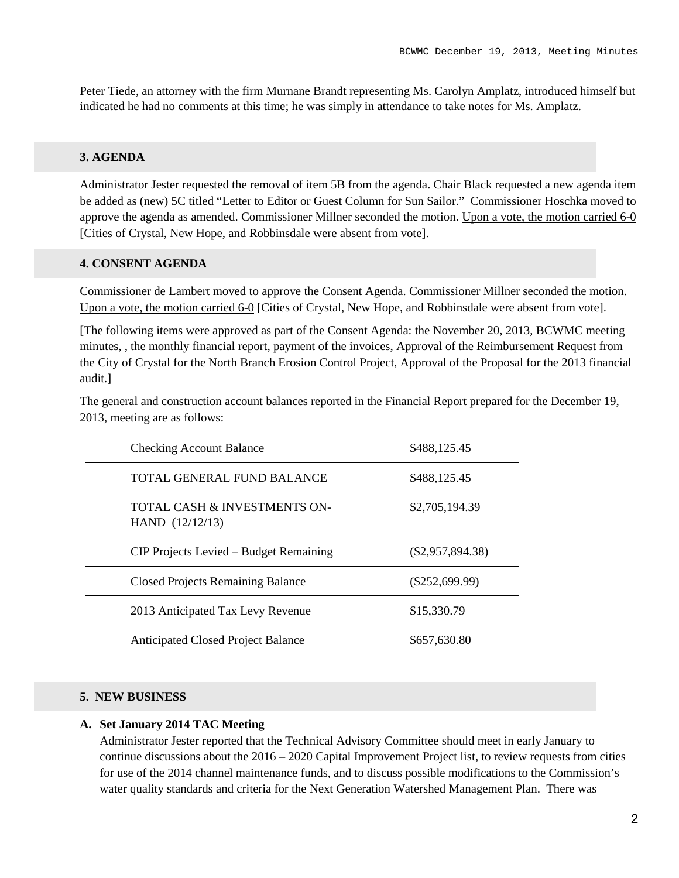Peter Tiede, an attorney with the firm Murnane Brandt representing Ms. Carolyn Amplatz, introduced himself but indicated he had no comments at this time; he was simply in attendance to take notes for Ms. Amplatz.

## 3. AGENDA

Administrator Jester requested the removal of item 5B from the agenda. Chair Black requested a new agenda item be added as (new) 5C titled "Letter to Editor or Guest Column for Sun Sailor." Commissioner Hoschka moved to approve the agenda as amended. Commissioner Millner seconded the motion. Upon a vote, the motion carried 6-0 [Cities of Crystal, New Hope, and Robbinsdale were absent from vote].

## 4. CONSENT AGENDA

Commissioner de Lambert moved to approve the Consent Agenda. Commissioner Millner seconded the motion. Upon a vote, the motion carried 6-0 [Cities of Crystal, New Hope, and Robbinsdale were absent from vote].

[The following items were approved as part of the Consent Agenda: the November 20, 2013, BCWMC meeting minutes, , the monthly financial report, payment of the invoices, Approval of the Reimbursement Request from the City of Crystal for the North Branch Erosion Control Project, Approval of the Proposal for the 2013 financial audit.]

The general and construction account balances reported in the Financial Report prepared for the December 19, 2013, meeting are as follows:

| | |
|---|---|
| Checking Account Balance | $488,125.45 |
| TOTAL GENERAL FUND BALANCE | $488,125.45 |
| TOTAL CASH & INVESTMENTS ON-HAND (12/12/13) | $2,705,194.39 |
| CIP Projects Levied – Budget Remaining | ($2,957,894.38) |
| Closed Projects Remaining Balance | ($252,699.99) |
| 2013 Anticipated Tax Levy Revenue | $15,330.79 |
| Anticipated Closed Project Balance | $657,630.80 |

## 5. NEW BUSINESS

**A. Set January 2014 TAC Meeting**

Administrator Jester reported that the Technical Advisory Committee should meet in early January to continue discussions about the 2016 – 2020 Capital Improvement Project list, to review requests from cities for use of the 2014 channel maintenance funds, and to discuss possible modifications to the Commission's water quality standards and criteria for the Next Generation Watershed Management Plan. There was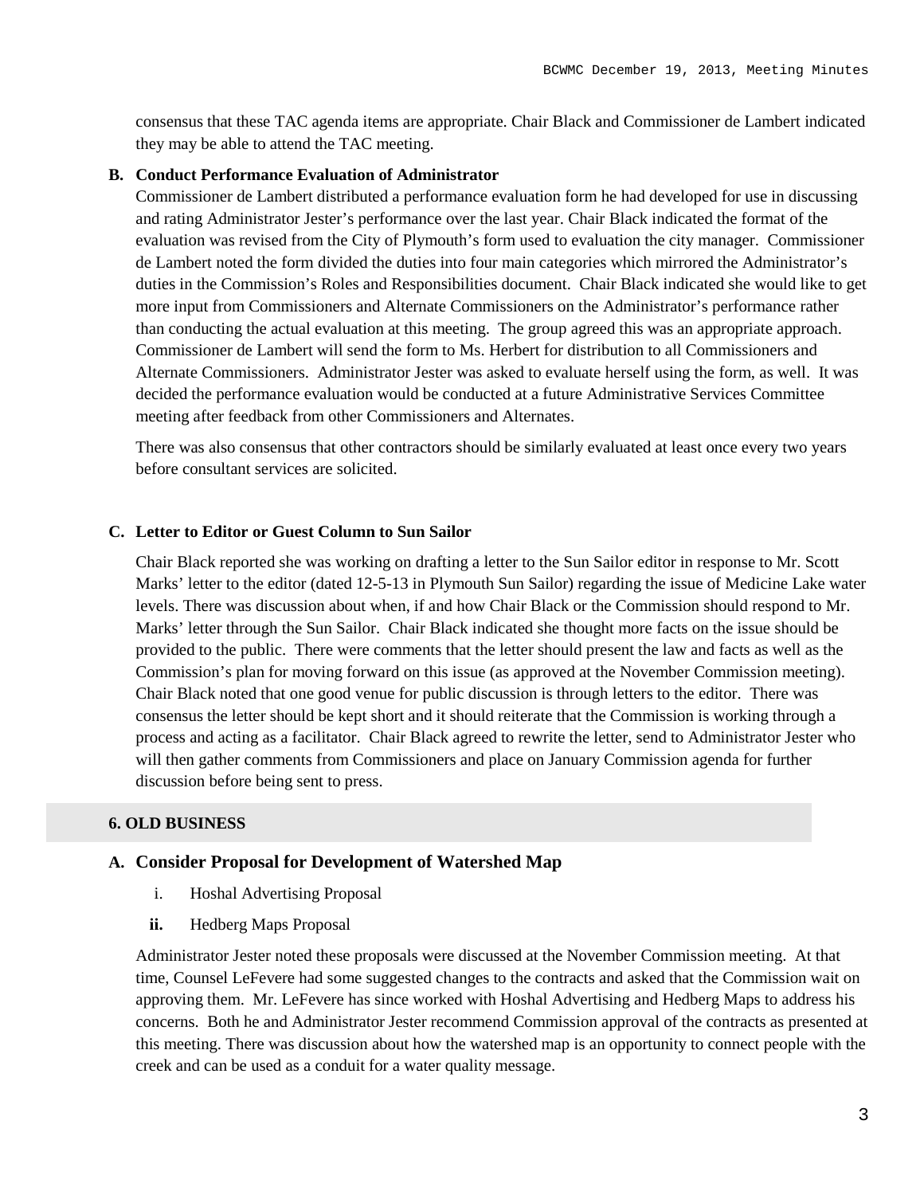consensus that these TAC agenda items are appropriate. Chair Black and Commissioner de Lambert indicated they may be able to attend the TAC meeting.

**B. Conduct Performance Evaluation of Administrator**

Commissioner de Lambert distributed a performance evaluation form he had developed for use in discussing and rating Administrator Jester's performance over the last year. Chair Black indicated the format of the evaluation was revised from the City of Plymouth's form used to evaluation the city manager. Commissioner de Lambert noted the form divided the duties into four main categories which mirrored the Administrator's duties in the Commission's Roles and Responsibilities document. Chair Black indicated she would like to get more input from Commissioners and Alternate Commissioners on the Administrator's performance rather than conducting the actual evaluation at this meeting. The group agreed this was an appropriate approach. Commissioner de Lambert will send the form to Ms. Herbert for distribution to all Commissioners and Alternate Commissioners. Administrator Jester was asked to evaluate herself using the form, as well. It was decided the performance evaluation would be conducted at a future Administrative Services Committee meeting after feedback from other Commissioners and Alternates.

There was also consensus that other contractors should be similarly evaluated at least once every two years before consultant services are solicited.

**C. Letter to Editor or Guest Column to Sun Sailor**

Chair Black reported she was working on drafting a letter to the Sun Sailor editor in response to Mr. Scott Marks' letter to the editor (dated 12-5-13 in Plymouth Sun Sailor) regarding the issue of Medicine Lake water levels. There was discussion about when, if and how Chair Black or the Commission should respond to Mr. Marks' letter through the Sun Sailor. Chair Black indicated she thought more facts on the issue should be provided to the public. There were comments that the letter should present the law and facts as well as the Commission's plan for moving forward on this issue (as approved at the November Commission meeting). Chair Black noted that one good venue for public discussion is through letters to the editor. There was consensus the letter should be kept short and it should reiterate that the Commission is working through a process and acting as a facilitator. Chair Black agreed to rewrite the letter, send to Administrator Jester who will then gather comments from Commissioners and place on January Commission agenda for further discussion before being sent to press.

## 6. OLD BUSINESS

### A. Consider Proposal for Development of Watershed Map

i. Hoshal Advertising Proposal

**ii.** Hedberg Maps Proposal

Administrator Jester noted these proposals were discussed at the November Commission meeting. At that time, Counsel LeFevere had some suggested changes to the contracts and asked that the Commission wait on approving them. Mr. LeFevere has since worked with Hoshal Advertising and Hedberg Maps to address his concerns. Both he and Administrator Jester recommend Commission approval of the contracts as presented at this meeting. There was discussion about how the watershed map is an opportunity to connect people with the creek and can be used as a conduit for a water quality message.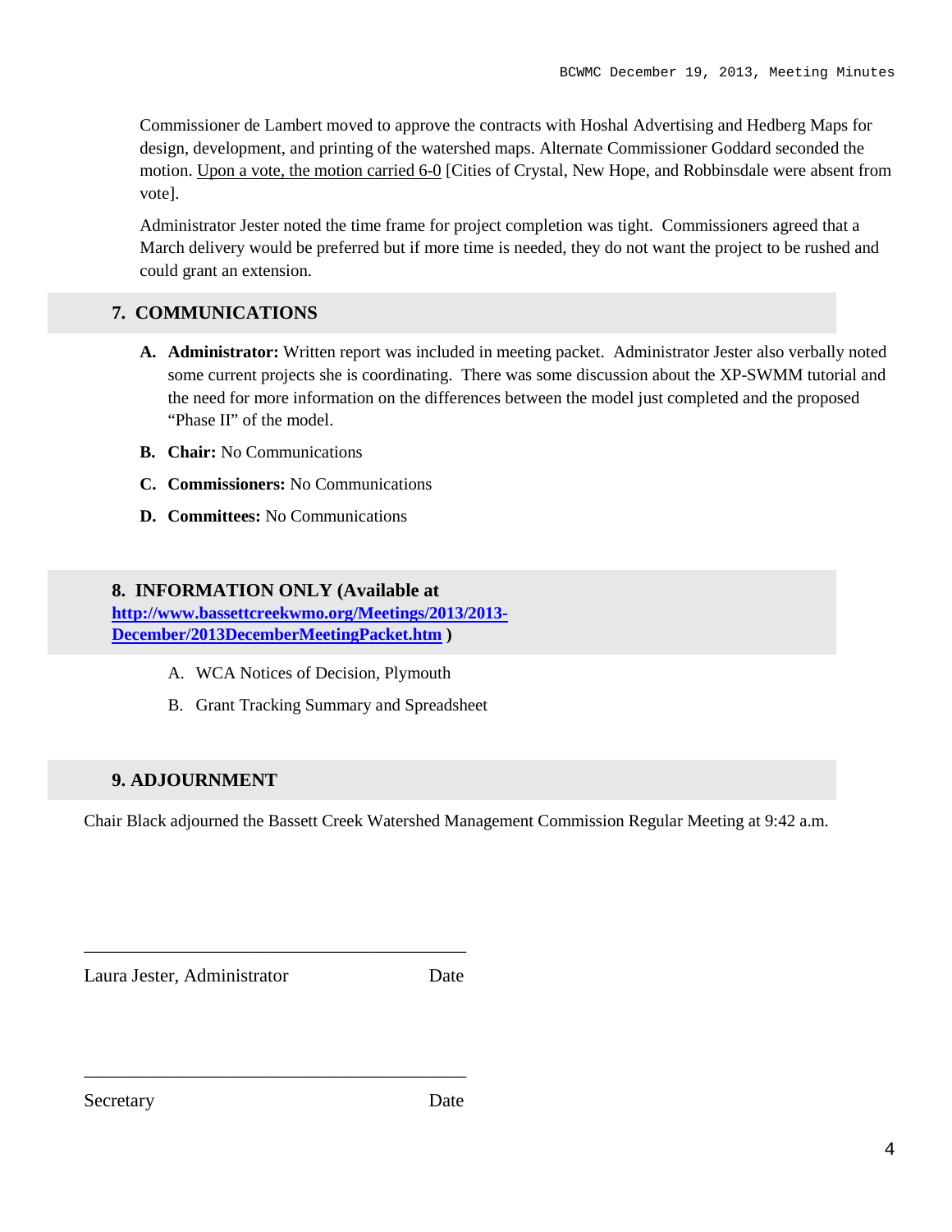Commissioner de Lambert moved to approve the contracts with Hoshal Advertising and Hedberg Maps for design, development, and printing of the watershed maps. Alternate Commissioner Goddard seconded the motion. Upon a vote, the motion carried 6-0 [Cities of Crystal, New Hope, and Robbinsdale were absent from vote].

Administrator Jester noted the time frame for project completion was tight. Commissioners agreed that a March delivery would be preferred but if more time is needed, they do not want the project to be rushed and could grant an extension.

## 7. COMMUNICATIONS

**A. Administrator:** Written report was included in meeting packet. Administrator Jester also verbally noted some current projects she is coordinating. There was some discussion about the XP-SWMM tutorial and the need for more information on the differences between the model just completed and the proposed "Phase II" of the model.

**B. Chair:** No Communications

**C. Commissioners:** No Communications

**D. Committees:** No Communications

## 8. INFORMATION ONLY (Available at [http://www.bassettcreekwmo.org/Meetings/2013/2013-December/2013DecemberMeetingPacket.htm](http://www.bassettcreekwmo.org/Meetings/2013/2013-December/2013DecemberMeetingPacket.htm) )

A. WCA Notices of Decision, Plymouth

B. Grant Tracking Summary and Spreadsheet

## 9. ADJOURNMENT

Chair Black adjourned the Bassett Creek Watershed Management Commission Regular Meeting at 9:42 a.m.

\_\_\_\_\_\_\_\_\_\_\_\_\_\_\_\_\_\_\_\_\_\_\_\_\_\_\_\_\_\_\_\_\_\_\_\_\_\_\_\_\_\_

Laura Jester, Administrator Date

\_\_\_\_\_\_\_\_\_\_\_\_\_\_\_\_\_\_\_\_\_\_\_\_\_\_\_\_\_\_\_\_\_\_\_\_\_\_\_\_\_\_

Secretary Date